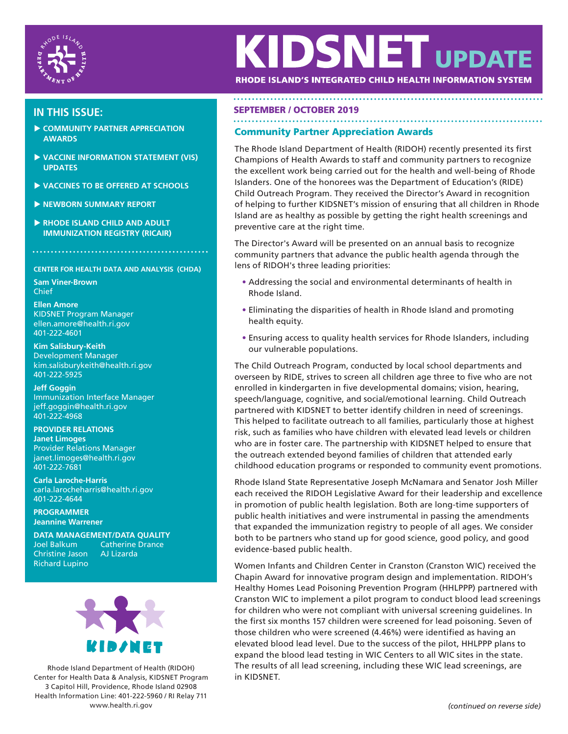# KIDSNET UPDATE

**RHODE ISLAND'S INTEGRATED CHILD HEALTH INFORMATION SYSTEM**

## IN THIS ISSUE:

- COMMUNITY PARTNER APPRECIATION AWARDS
- VACCINE INFORMATION STATEMENT (VIS) UPDATES
- VACCINES TO BE OFFERED AT SCHOOLS
- NEWBORN SUMMARY REPORT
- RHODE ISLAND CHILD AND ADULT IMMUNIZATION REGISTRY (RICAIR)

**CENTER FOR HEALTH DATA AND ANALYSIS (CHDA)**

**Sam Viner-Brown**
Chief

**Ellen Amore**
KIDSNET Program Manager
ellen.amore@health.ri.gov
401-222-4601

**Kim Salisbury-Keith**
Development Manager
kim.salisburykeith@health.ri.gov
401-222-5925

**Jeff Goggin**
Immunization Interface Manager
jeff.goggin@health.ri.gov
401-222-4968

**PROVIDER RELATIONS**
**Janet Limoges**
Provider Relations Manager
janet.limoges@health.ri.gov
401-222-7681

**Carla Laroche-Harris**
carla.larocheharris@health.ri.gov
401-222-4644

**PROGRAMMER**
**Jeannine Warrener**

**DATA MANAGEMENT/DATA QUALITY**
Joel Balkum
Catherine Drance
Christine Jason
AJ Lizarda
Richard Lupino

Rhode Island Department of Health (RIDOH)
Center for Health Data & Analysis, KIDSNET Program
3 Capitol Hill, Providence, Rhode Island 02908
Health Information Line: 401-222-5960 / RI Relay 711
www.health.ri.gov

**SEPTEMBER / OCTOBER 2019**

## Community Partner Appreciation Awards

The Rhode Island Department of Health (RIDOH) recently presented its first Champions of Health Awards to staff and community partners to recognize the excellent work being carried out for the health and well-being of Rhode Islanders. One of the honorees was the Department of Education's (RIDE) Child Outreach Program. They received the Director's Award in recognition of helping to further KIDSNET's mission of ensuring that all children in Rhode Island are as healthy as possible by getting the right health screenings and preventive care at the right time.

The Director's Award will be presented on an annual basis to recognize community partners that advance the public health agenda through the lens of RIDOH's three leading priorities:

- Addressing the social and environmental determinants of health in Rhode Island.
- Eliminating the disparities of health in Rhode Island and promoting health equity.
- Ensuring access to quality health services for Rhode Islanders, including our vulnerable populations.

The Child Outreach Program, conducted by local school departments and overseen by RIDE, strives to screen all children age three to five who are not enrolled in kindergarten in five developmental domains; vision, hearing, speech/language, cognitive, and social/emotional learning. Child Outreach partnered with KIDSNET to better identify children in need of screenings. This helped to facilitate outreach to all families, particularly those at highest risk, such as families who have children with elevated lead levels or children who are in foster care. The partnership with KIDSNET helped to ensure that the outreach extended beyond families of children that attended early childhood education programs or responded to community event promotions.

Rhode Island State Representative Joseph McNamara and Senator Josh Miller each received the RIDOH Legislative Award for their leadership and excellence in promotion of public health legislation. Both are long-time supporters of public health initiatives and were instrumental in passing the amendments that expanded the immunization registry to people of all ages. We consider both to be partners who stand up for good science, good policy, and good evidence-based public health.

Women Infants and Children Center in Cranston (Cranston WIC) received the Chapin Award for innovative program design and implementation. RIDOH's Healthy Homes Lead Poisoning Prevention Program (HHLPPP) partnered with Cranston WIC to implement a pilot program to conduct blood lead screenings for children who were not compliant with universal screening guidelines. In the first six months 157 children were screened for lead poisoning. Seven of those children who were screened (4.46%) were identified as having an elevated blood lead level. Due to the success of the pilot, HHLPPP plans to expand the blood lead testing in WIC Centers to all WIC sites in the state. The results of all lead screening, including these WIC lead screenings, are in KIDSNET.

*(continued on reverse side)*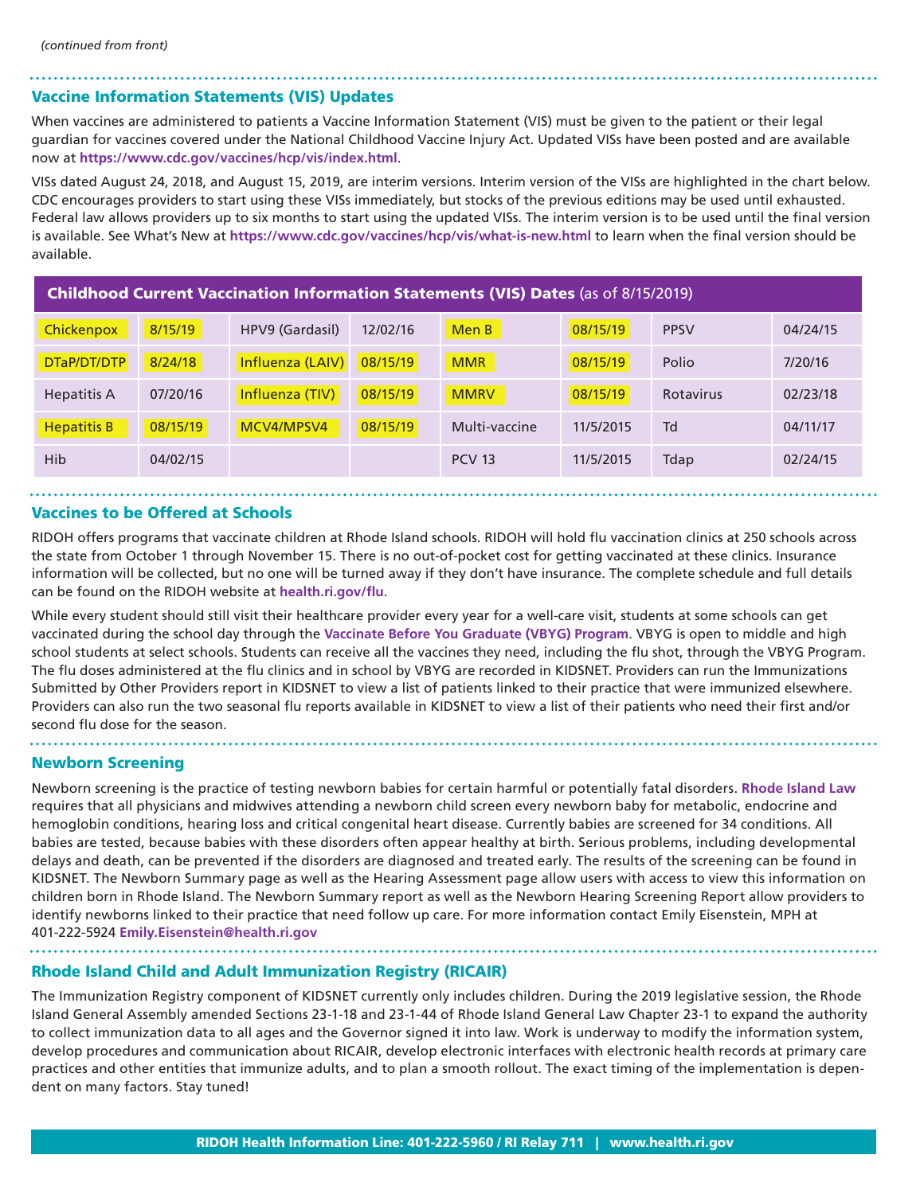*(continued from front)*

## Vaccine Information Statements (VIS) Updates

When vaccines are administered to patients a Vaccine Information Statement (VIS) must be given to the patient or their legal guardian for vaccines covered under the National Childhood Vaccine Injury Act. Updated VISs have been posted and are available now at **https://www.cdc.gov/vaccines/hcp/vis/index.html**.

VISs dated August 24, 2018, and August 15, 2019, are interim versions. Interim version of the VISs are highlighted in the chart below. CDC encourages providers to start using these VISs immediately, but stocks of the previous editions may be used until exhausted. Federal law allows providers up to six months to start using the updated VISs. The interim version is to be used until the final version is available. See What's New at **https://www.cdc.gov/vaccines/hcp/vis/what-is-new.html** to learn when the final version should be available.

**Childhood Current Vaccination Information Statements (VIS) Dates** (as of 8/15/2019)

| | | | | | | | |
|---|---|---|---|---|---|---|---|
| Chickenpox | 8/15/19 | HPV9 (Gardasil) | 12/02/16 | Men B | 08/15/19 | PPSV | 04/24/15 |
| DTaP/DT/DTP | 8/24/18 | Influenza (LAIV) | 08/15/19 | MMR | 08/15/19 | Polio | 7/20/16 |
| Hepatitis A | 07/20/16 | Influenza (TIV) | 08/15/19 | MMRV | 08/15/19 | Rotavirus | 02/23/18 |
| Hepatitis B | 08/15/19 | MCV4/MPSV4 | 08/15/19 | Multi-vaccine | 11/5/2015 | Td | 04/11/17 |
| Hib | 04/02/15 | | | PCV 13 | 11/5/2015 | Tdap | 02/24/15 |

## Vaccines to be Offered at Schools

RIDOH offers programs that vaccinate children at Rhode Island schools. RIDOH will hold flu vaccination clinics at 250 schools across the state from October 1 through November 15. There is no out-of-pocket cost for getting vaccinated at these clinics. Insurance information will be collected, but no one will be turned away if they don't have insurance. The complete schedule and full details can be found on the RIDOH website at **health.ri.gov/flu**.

While every student should still visit their healthcare provider every year for a well-care visit, students at some schools can get vaccinated during the school day through the **Vaccinate Before You Graduate (VBYG) Program**. VBYG is open to middle and high school students at select schools. Students can receive all the vaccines they need, including the flu shot, through the VBYG Program. The flu doses administered at the flu clinics and in school by VBYG are recorded in KIDSNET. Providers can run the Immunizations Submitted by Other Providers report in KIDSNET to view a list of patients linked to their practice that were immunized elsewhere. Providers can also run the two seasonal flu reports available in KIDSNET to view a list of their patients who need their first and/or second flu dose for the season.

## Newborn Screening

Newborn screening is the practice of testing newborn babies for certain harmful or potentially fatal disorders. **Rhode Island Law** requires that all physicians and midwives attending a newborn child screen every newborn baby for metabolic, endocrine and hemoglobin conditions, hearing loss and critical congenital heart disease. Currently babies are screened for 34 conditions. All babies are tested, because babies with these disorders often appear healthy at birth. Serious problems, including developmental delays and death, can be prevented if the disorders are diagnosed and treated early. The results of the screening can be found in KIDSNET. The Newborn Summary page as well as the Hearing Assessment page allow users with access to view this information on children born in Rhode Island. The Newborn Summary report as well as the Newborn Hearing Screening Report allow providers to identify newborns linked to their practice that need follow up care. For more information contact Emily Eisenstein, MPH at 401-222-5924 **Emily.Eisenstein@health.ri.gov**

## Rhode Island Child and Adult Immunization Registry (RICAIR)

The Immunization Registry component of KIDSNET currently only includes children. During the 2019 legislative session, the Rhode Island General Assembly amended Sections 23-1-18 and 23-1-44 of Rhode Island General Law Chapter 23-1 to expand the authority to collect immunization data to all ages and the Governor signed it into law. Work is underway to modify the information system, develop procedures and communication about RICAIR, develop electronic interfaces with electronic health records at primary care practices and other entities that immunize adults, and to plan a smooth rollout. The exact timing of the implementation is dependent on many factors. Stay tuned!

**RIDOH Health Information Line: 401-222-5960 / RI Relay 711 | www.health.ri.gov**